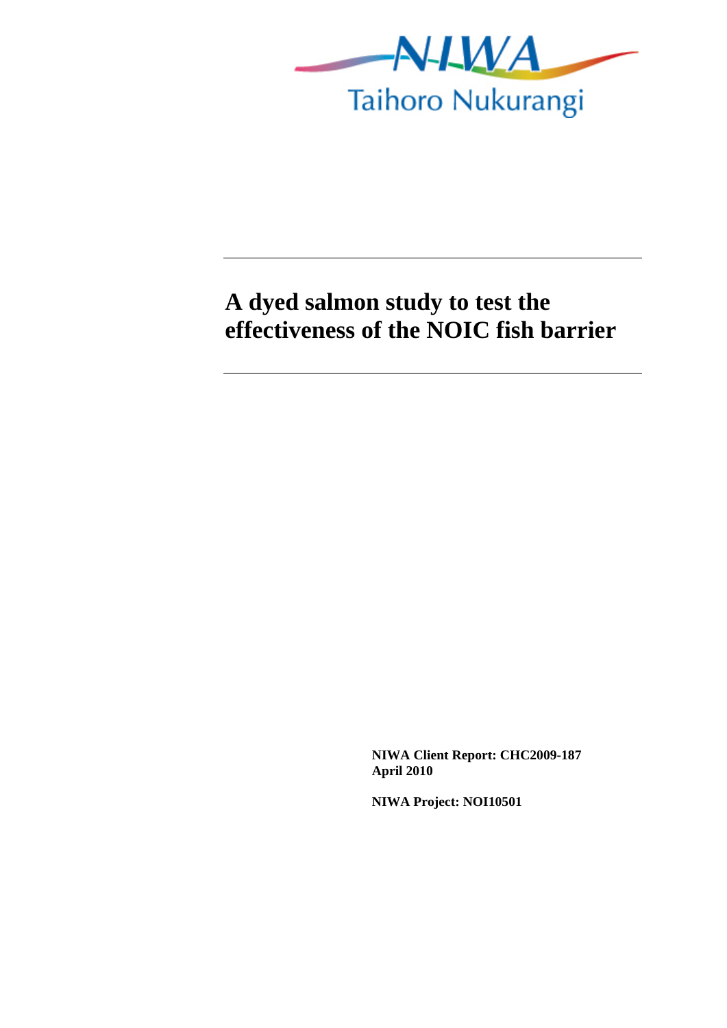NIWA

Taihoro Nukurangi

# A dyed salmon study to test the effectiveness of the NOIC fish barrier

**NIWA Client Report: CHC2009-187**
**April 2010**

**NIWA Project: NOI10501**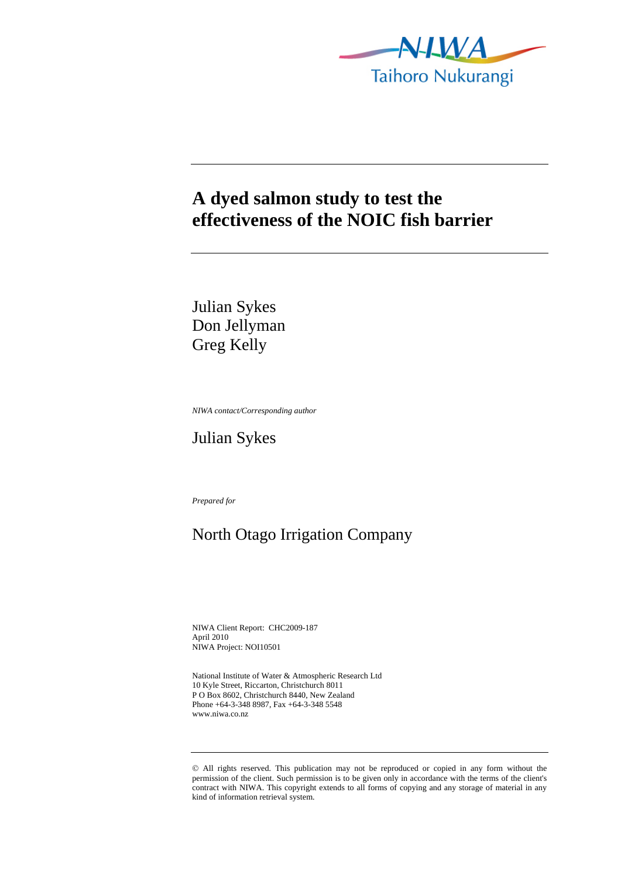NIWA
Taihoro Nukurangi

# A dyed salmon study to test the effectiveness of the NOIC fish barrier

Julian Sykes
Don Jellyman
Greg Kelly

*NIWA contact/Corresponding author*

Julian Sykes

*Prepared for*

North Otago Irrigation Company

NIWA Client Report: CHC2009-187
April 2010
NIWA Project: NOI10501

National Institute of Water & Atmospheric Research Ltd
10 Kyle Street, Riccarton, Christchurch 8011
P O Box 8602, Christchurch 8440, New Zealand
Phone +64-3-348 8987, Fax +64-3-348 5548
www.niwa.co.nz

© All rights reserved. This publication may not be reproduced or copied in any form without the permission of the client. Such permission is to be given only in accordance with the terms of the client's contract with NIWA. This copyright extends to all forms of copying and any storage of material in any kind of information retrieval system.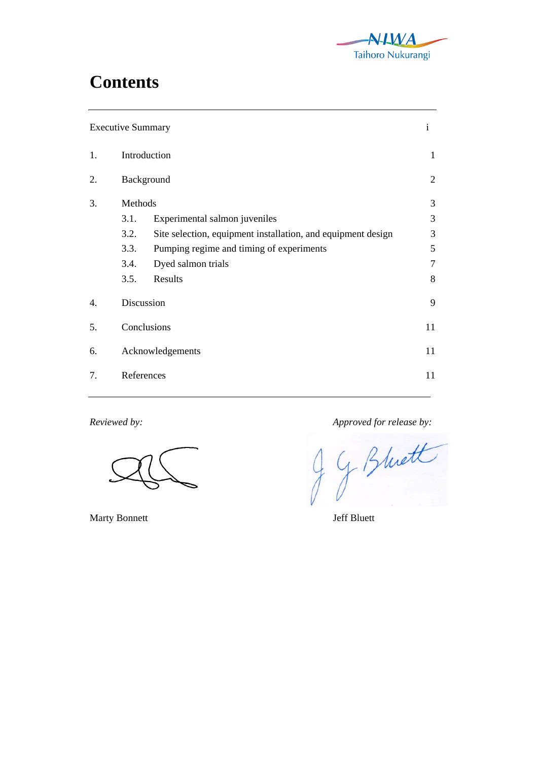# Contents

| | | |
|---|---|---|
| Executive Summary | | i |
| 1. | Introduction | 1 |
| 2. | Background | 2 |
| 3. | Methods | 3 |
| | 3.1. Experimental salmon juveniles | 3 |
| | 3.2. Site selection, equipment installation, and equipment design | 3 |
| | 3.3. Pumping regime and timing of experiments | 5 |
| | 3.4. Dyed salmon trials | 7 |
| | 3.5. Results | 8 |
| 4. | Discussion | 9 |
| 5. | Conclusions | 11 |
| 6. | Acknowledgements | 11 |
| 7. | References | 11 |

*Reviewed by:*

Marty Bonnett

*Approved for release by:*

Jeff Bluett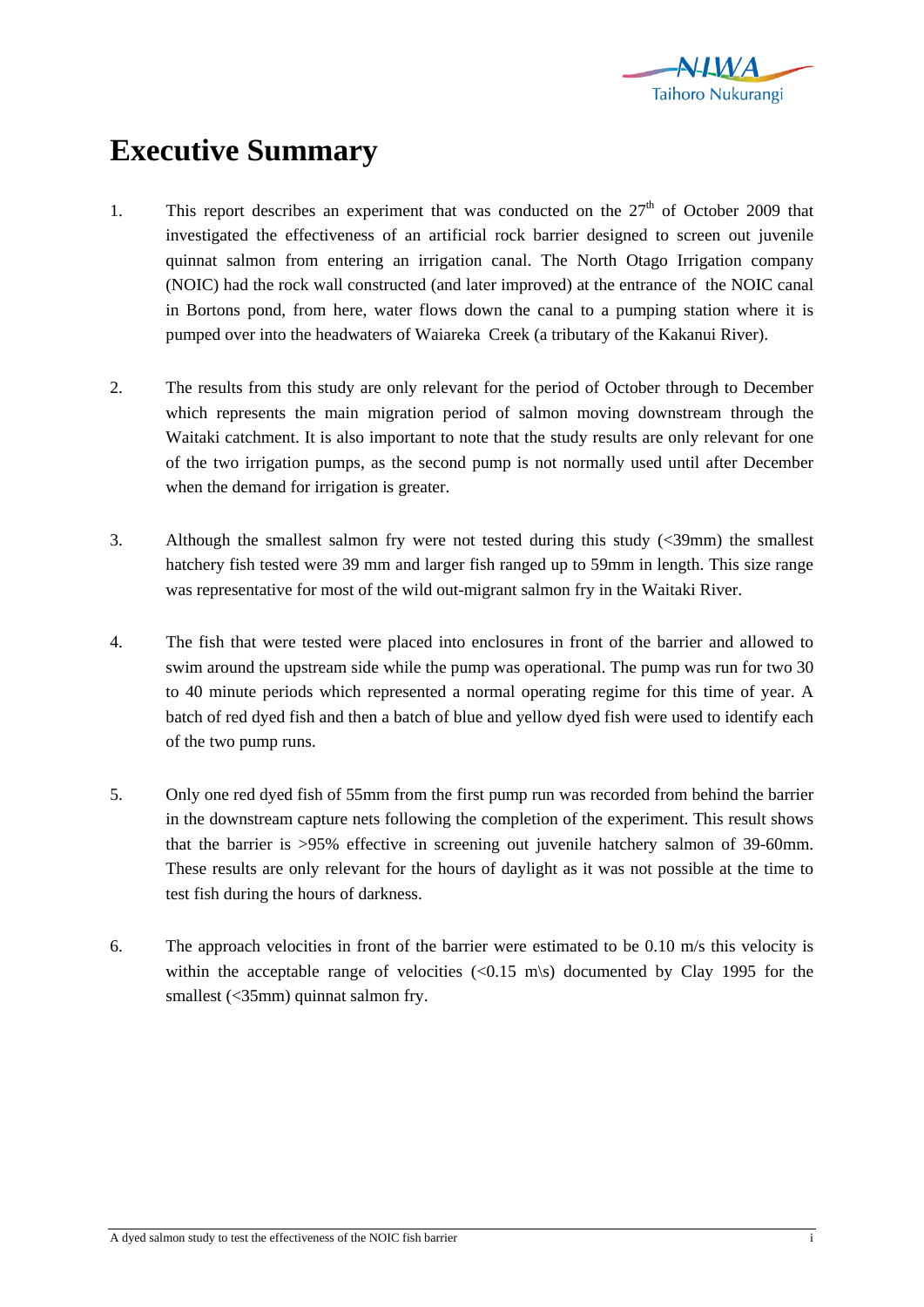# Executive Summary

1. This report describes an experiment that was conducted on the 27th of October 2009 that investigated the effectiveness of an artificial rock barrier designed to screen out juvenile quinnat salmon from entering an irrigation canal. The North Otago Irrigation company (NOIC) had the rock wall constructed (and later improved) at the entrance of the NOIC canal in Bortons pond, from here, water flows down the canal to a pumping station where it is pumped over into the headwaters of Waiareka Creek (a tributary of the Kakanui River).

2. The results from this study are only relevant for the period of October through to December which represents the main migration period of salmon moving downstream through the Waitaki catchment. It is also important to note that the study results are only relevant for one of the two irrigation pumps, as the second pump is not normally used until after December when the demand for irrigation is greater.

3. Although the smallest salmon fry were not tested during this study (<39mm) the smallest hatchery fish tested were 39 mm and larger fish ranged up to 59mm in length. This size range was representative for most of the wild out-migrant salmon fry in the Waitaki River.

4. The fish that were tested were placed into enclosures in front of the barrier and allowed to swim around the upstream side while the pump was operational. The pump was run for two 30 to 40 minute periods which represented a normal operating regime for this time of year. A batch of red dyed fish and then a batch of blue and yellow dyed fish were used to identify each of the two pump runs.

5. Only one red dyed fish of 55mm from the first pump run was recorded from behind the barrier in the downstream capture nets following the completion of the experiment. This result shows that the barrier is >95% effective in screening out juvenile hatchery salmon of 39-60mm. These results are only relevant for the hours of daylight as it was not possible at the time to test fish during the hours of darkness.

6. The approach velocities in front of the barrier were estimated to be 0.10 m/s this velocity is within the acceptable range of velocities (<0.15 m\s) documented by Clay 1995 for the smallest (<35mm) quinnat salmon fry.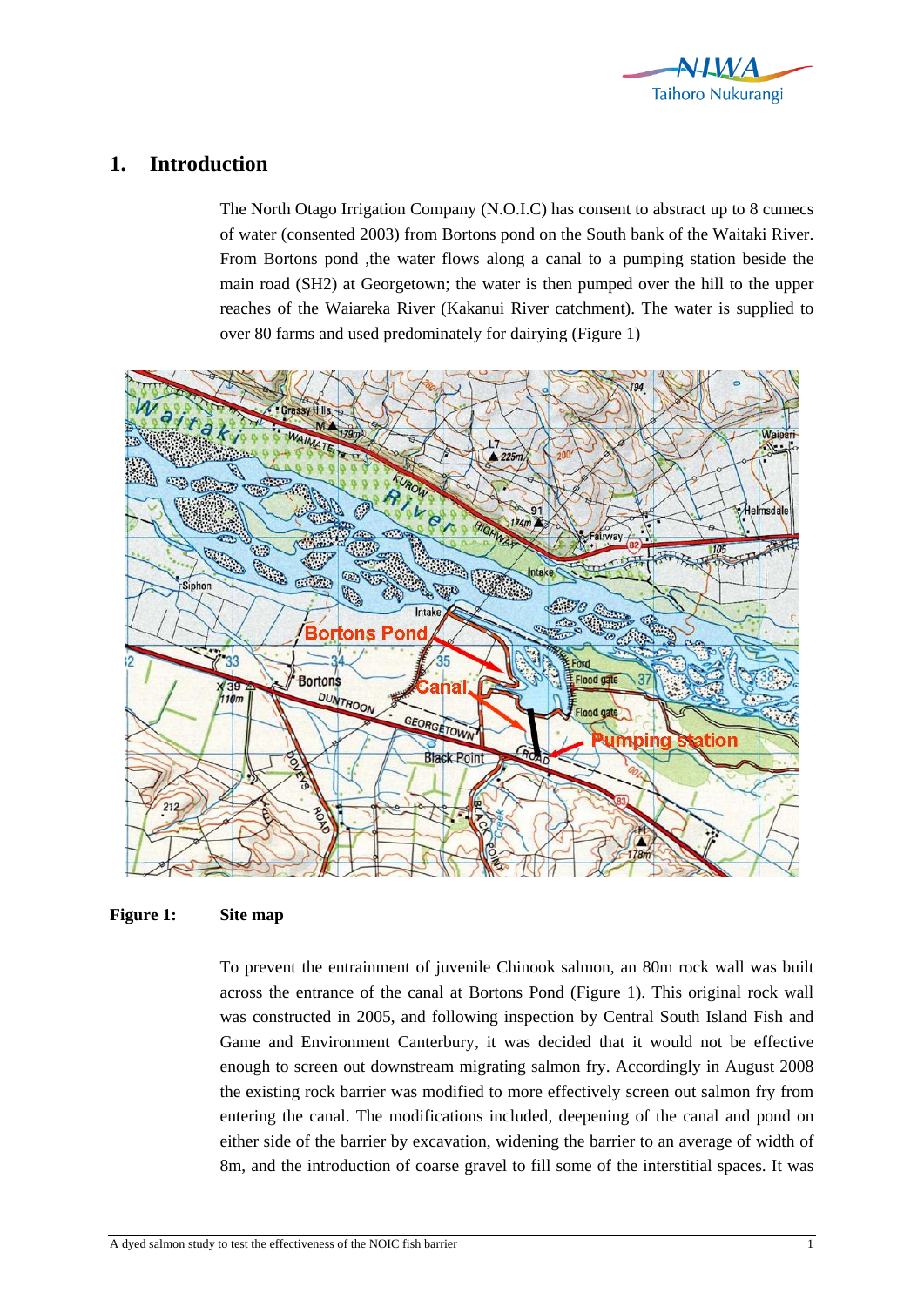# 1. Introduction

The North Otago Irrigation Company (N.O.I.C) has consent to abstract up to 8 cumecs of water (consented 2003) from Bortons pond on the South bank of the Waitaki River. From Bortons pond ,the water flows along a canal to a pumping station beside the main road (SH2) at Georgetown; the water is then pumped over the hill to the upper reaches of the Waiareka River (Kakanui River catchment). The water is supplied to over 80 farms and used predominately for dairying (Figure 1)

**Figure 1: Site map**

To prevent the entrainment of juvenile Chinook salmon, an 80m rock wall was built across the entrance of the canal at Bortons Pond (Figure 1). This original rock wall was constructed in 2005, and following inspection by Central South Island Fish and Game and Environment Canterbury, it was decided that it would not be effective enough to screen out downstream migrating salmon fry. Accordingly in August 2008 the existing rock barrier was modified to more effectively screen out salmon fry from entering the canal. The modifications included, deepening of the canal and pond on either side of the barrier by excavation, widening the barrier to an average of width of 8m, and the introduction of coarse gravel to fill some of the interstitial spaces. It was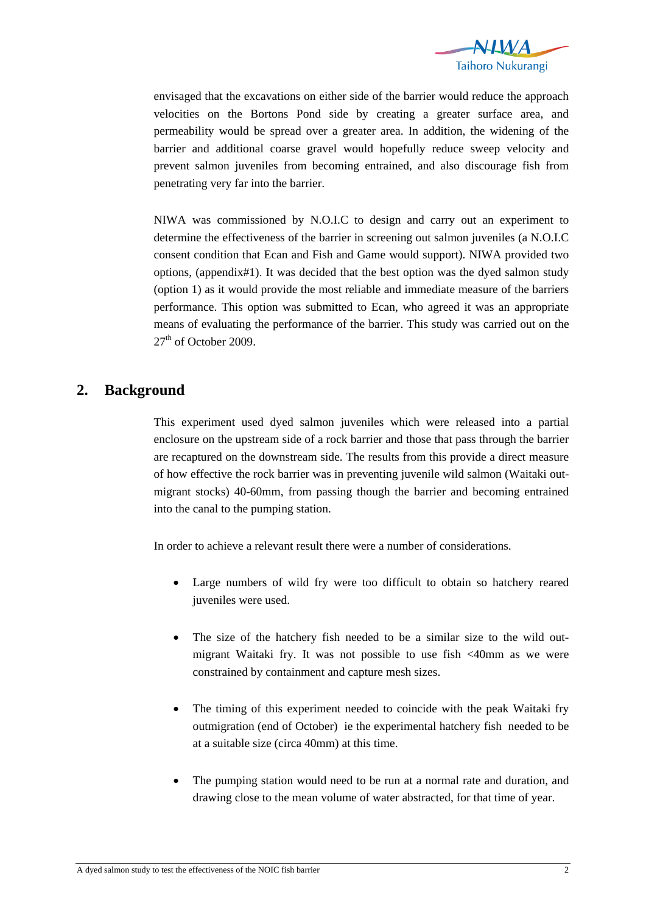envisaged that the excavations on either side of the barrier would reduce the approach velocities on the Bortons Pond side by creating a greater surface area, and permeability would be spread over a greater area. In addition, the widening of the barrier and additional coarse gravel would hopefully reduce sweep velocity and prevent salmon juveniles from becoming entrained, and also discourage fish from penetrating very far into the barrier.

NIWA was commissioned by N.O.I.C to design and carry out an experiment to determine the effectiveness of the barrier in screening out salmon juveniles (a N.O.I.C consent condition that Ecan and Fish and Game would support). NIWA provided two options, (appendix#1). It was decided that the best option was the dyed salmon study (option 1) as it would provide the most reliable and immediate measure of the barriers performance. This option was submitted to Ecan, who agreed it was an appropriate means of evaluating the performance of the barrier. This study was carried out on the 27th of October 2009.

## 2. Background

This experiment used dyed salmon juveniles which were released into a partial enclosure on the upstream side of a rock barrier and those that pass through the barrier are recaptured on the downstream side. The results from this provide a direct measure of how effective the rock barrier was in preventing juvenile wild salmon (Waitaki out-migrant stocks) 40-60mm, from passing though the barrier and becoming entrained into the canal to the pumping station.

In order to achieve a relevant result there were a number of considerations.

- Large numbers of wild fry were too difficult to obtain so hatchery reared juveniles were used.
- The size of the hatchery fish needed to be a similar size to the wild out-migrant Waitaki fry. It was not possible to use fish <40mm as we were constrained by containment and capture mesh sizes.
- The timing of this experiment needed to coincide with the peak Waitaki fry outmigration (end of October) ie the experimental hatchery fish needed to be at a suitable size (circa 40mm) at this time.
- The pumping station would need to be run at a normal rate and duration, and drawing close to the mean volume of water abstracted, for that time of year.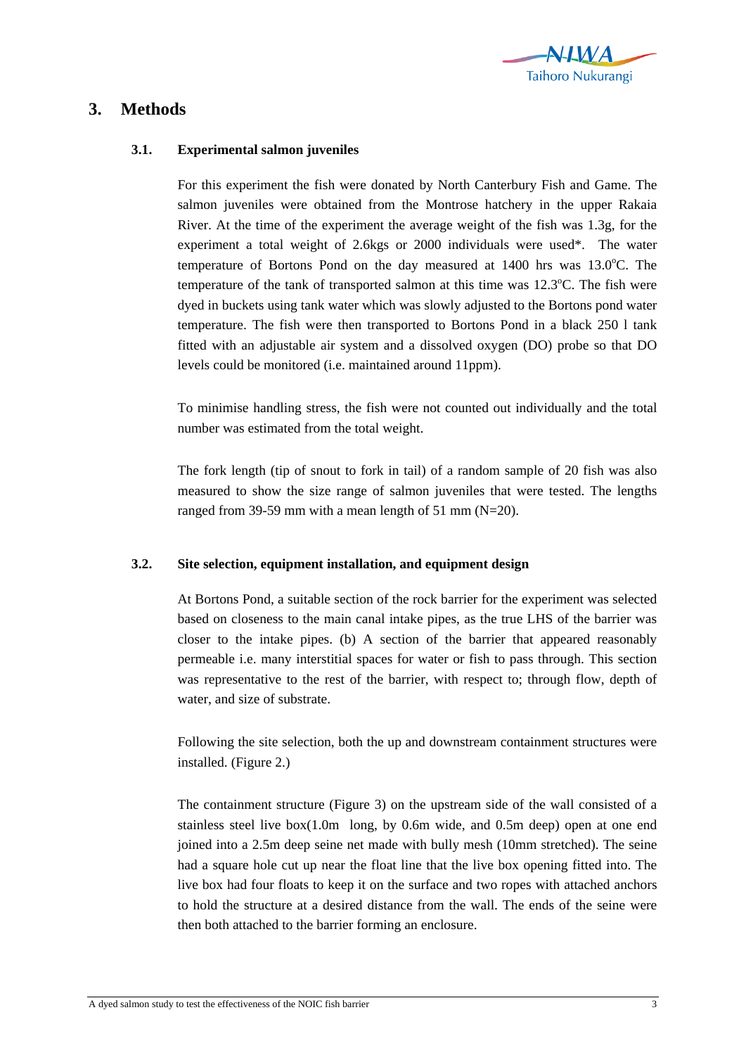# 3. Methods

## 3.1. Experimental salmon juveniles

For this experiment the fish were donated by North Canterbury Fish and Game. The salmon juveniles were obtained from the Montrose hatchery in the upper Rakaia River. At the time of the experiment the average weight of the fish was 1.3g, for the experiment a total weight of 2.6kgs or 2000 individuals were used*. The water temperature of Bortons Pond on the day measured at 1400 hrs was 13.0°C. The temperature of the tank of transported salmon at this time was 12.3°C. The fish were dyed in buckets using tank water which was slowly adjusted to the Bortons pond water temperature. The fish were then transported to Bortons Pond in a black 250 l tank fitted with an adjustable air system and a dissolved oxygen (DO) probe so that DO levels could be monitored (i.e. maintained around 11ppm).

To minimise handling stress, the fish were not counted out individually and the total number was estimated from the total weight.

The fork length (tip of snout to fork in tail) of a random sample of 20 fish was also measured to show the size range of salmon juveniles that were tested. The lengths ranged from 39-59 mm with a mean length of 51 mm (N=20).

## 3.2. Site selection, equipment installation, and equipment design

At Bortons Pond, a suitable section of the rock barrier for the experiment was selected based on closeness to the main canal intake pipes, as the true LHS of the barrier was closer to the intake pipes. (b) A section of the barrier that appeared reasonably permeable i.e. many interstitial spaces for water or fish to pass through. This section was representative to the rest of the barrier, with respect to; through flow, depth of water, and size of substrate.

Following the site selection, both the up and downstream containment structures were installed. (Figure 2.)

The containment structure (Figure 3) on the upstream side of the wall consisted of a stainless steel live box(1.0m long, by 0.6m wide, and 0.5m deep) open at one end joined into a 2.5m deep seine net made with bully mesh (10mm stretched). The seine had a square hole cut up near the float line that the live box opening fitted into. The live box had four floats to keep it on the surface and two ropes with attached anchors to hold the structure at a desired distance from the wall. The ends of the seine were then both attached to the barrier forming an enclosure.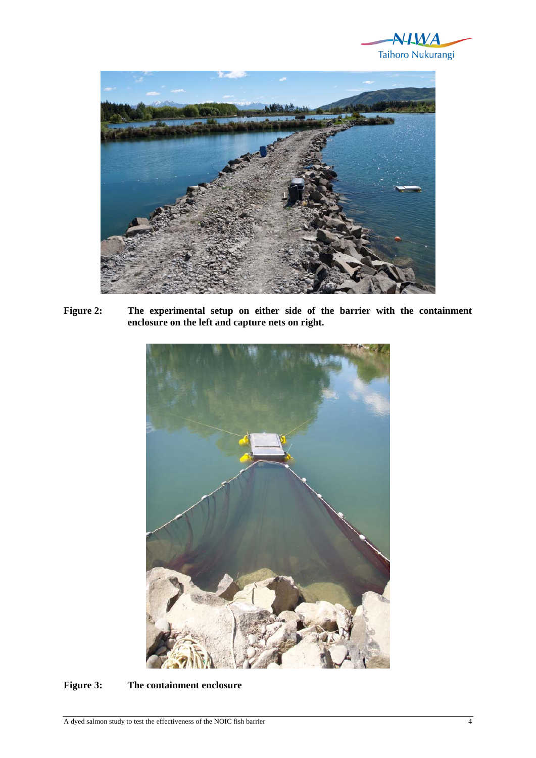Figure 2: The experimental setup on either side of the barrier with the containment enclosure on the left and capture nets on right.

Figure 3: The containment enclosure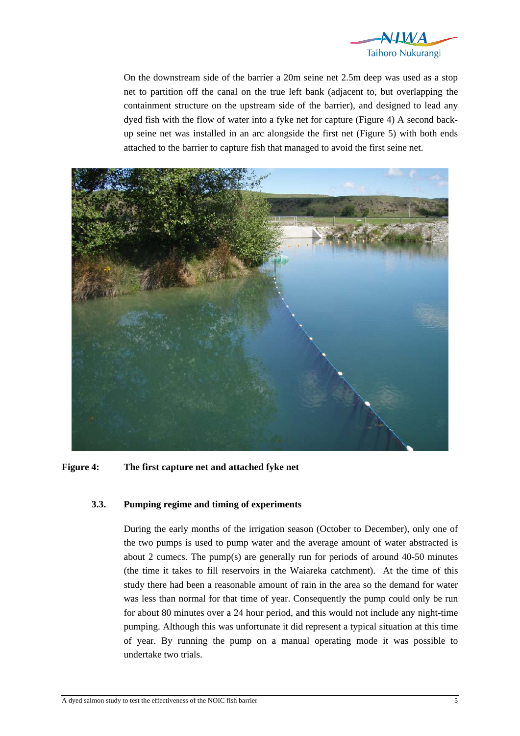On the downstream side of the barrier a 20m seine net 2.5m deep was used as a stop net to partition off the canal on the true left bank (adjacent to, but overlapping the containment structure on the upstream side of the barrier), and designed to lead any dyed fish with the flow of water into a fyke net for capture (Figure 4) A second back-up seine net was installed in an arc alongside the first net (Figure 5) with both ends attached to the barrier to capture fish that managed to avoid the first seine net.

**Figure 4: The first capture net and attached fyke net**

### 3.3. Pumping regime and timing of experiments

During the early months of the irrigation season (October to December), only one of the two pumps is used to pump water and the average amount of water abstracted is about 2 cumecs. The pump(s) are generally run for periods of around 40-50 minutes (the time it takes to fill reservoirs in the Waiareka catchment). At the time of this study there had been a reasonable amount of rain in the area so the demand for water was less than normal for that time of year. Consequently the pump could only be run for about 80 minutes over a 24 hour period, and this would not include any night-time pumping. Although this was unfortunate it did represent a typical situation at this time of year. By running the pump on a manual operating mode it was possible to undertake two trials.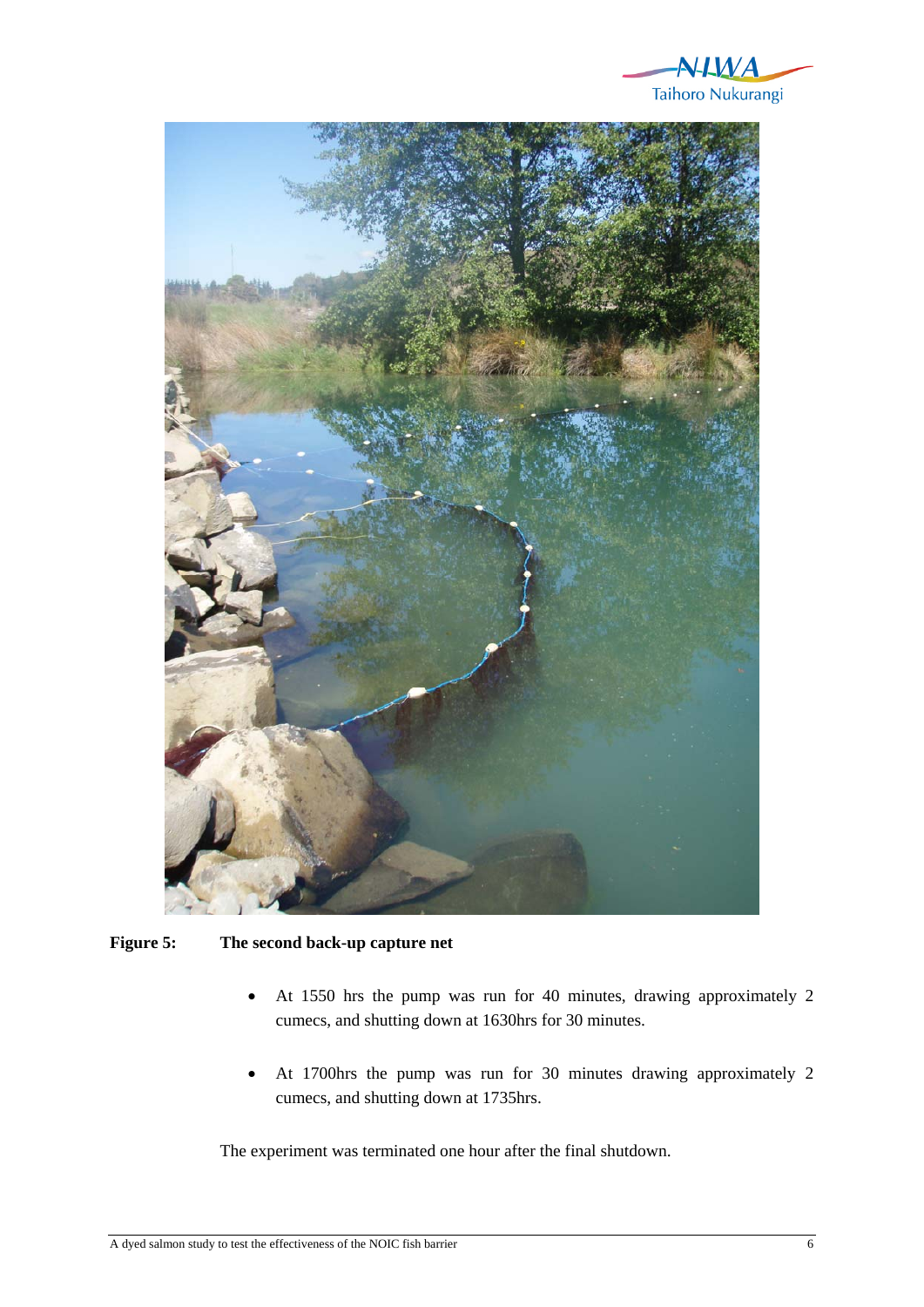**Figure 5:** **The second back-up capture net**

- At 1550 hrs the pump was run for 40 minutes, drawing approximately 2 cumecs, and shutting down at 1630hrs for 30 minutes.
- At 1700hrs the pump was run for 30 minutes drawing approximately 2 cumecs, and shutting down at 1735hrs.

The experiment was terminated one hour after the final shutdown.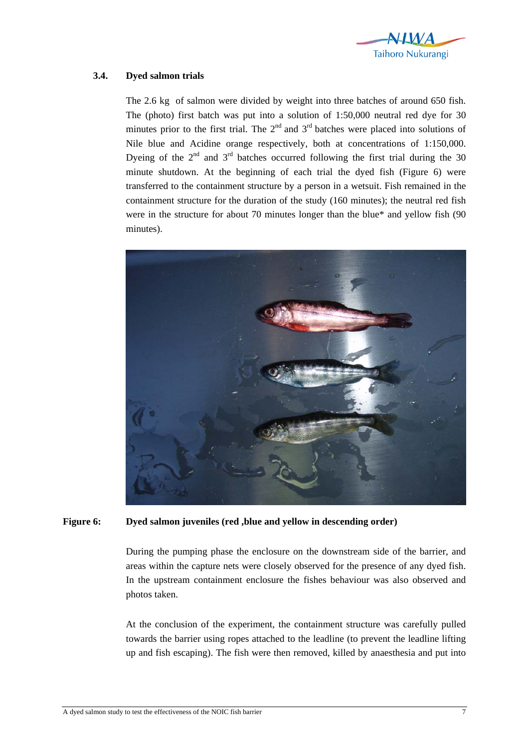### 3.4. Dyed salmon trials

The 2.6 kg of salmon were divided by weight into three batches of around 650 fish. The (photo) first batch was put into a solution of 1:50,000 neutral red dye for 30 minutes prior to the first trial. The 2nd and 3rd batches were placed into solutions of Nile blue and Acidine orange respectively, both at concentrations of 1:150,000. Dyeing of the 2nd and 3rd batches occurred following the first trial during the 30 minute shutdown. At the beginning of each trial the dyed fish (Figure 6) were transferred to the containment structure by a person in a wetsuit. Fish remained in the containment structure for the duration of the study (160 minutes); the neutral red fish were in the structure for about 70 minutes longer than the blue* and yellow fish (90 minutes).

**Figure 6: Dyed salmon juveniles (red ,blue and yellow in descending order)**

During the pumping phase the enclosure on the downstream side of the barrier, and areas within the capture nets were closely observed for the presence of any dyed fish. In the upstream containment enclosure the fishes behaviour was also observed and photos taken.

At the conclusion of the experiment, the containment structure was carefully pulled towards the barrier using ropes attached to the leadline (to prevent the leadline lifting up and fish escaping). The fish were then removed, killed by anaesthesia and put into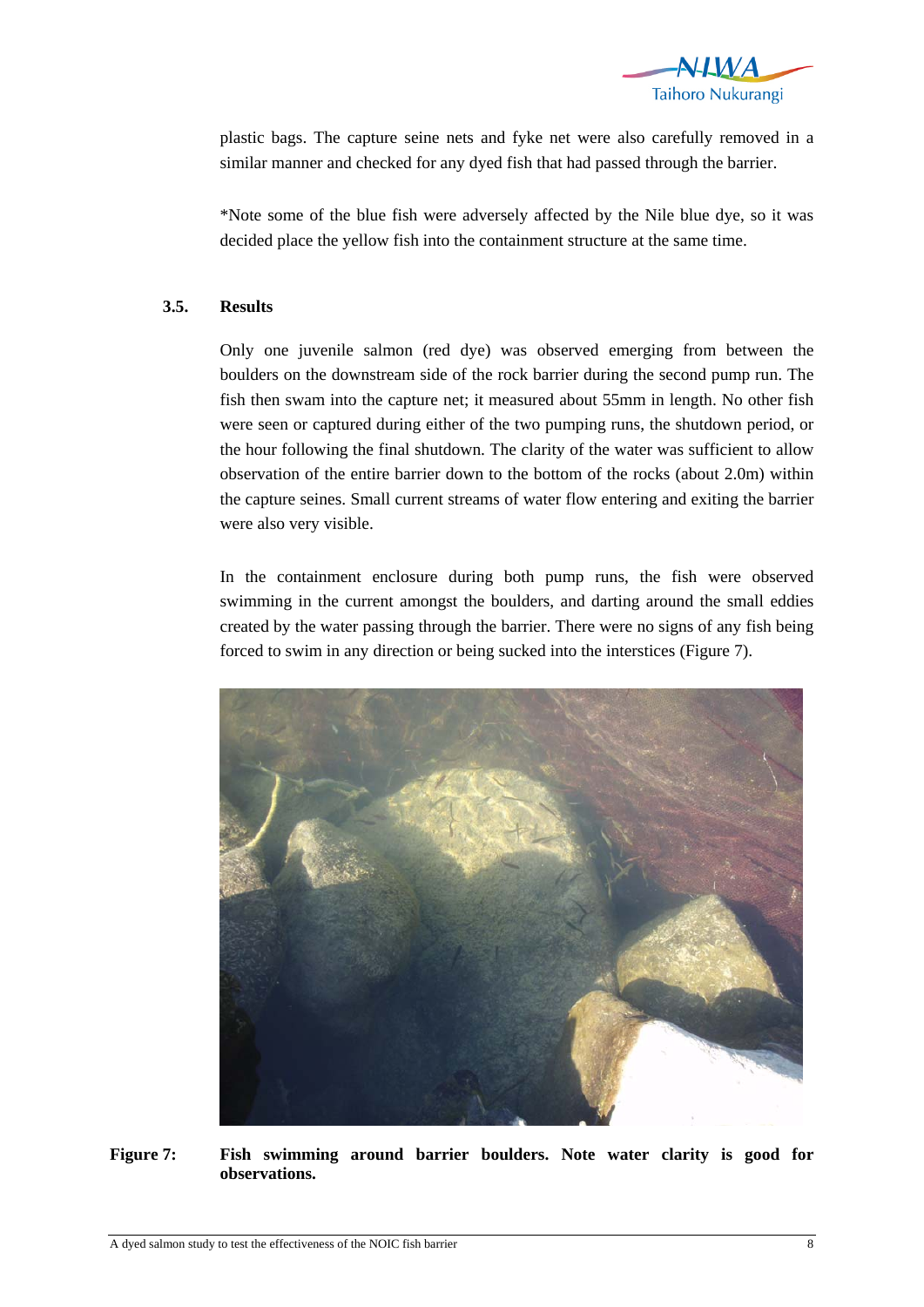plastic bags. The capture seine nets and fyke net were also carefully removed in a similar manner and checked for any dyed fish that had passed through the barrier.

*Note some of the blue fish were adversely affected by the Nile blue dye, so it was decided place the yellow fish into the containment structure at the same time.

### 3.5. Results

Only one juvenile salmon (red dye) was observed emerging from between the boulders on the downstream side of the rock barrier during the second pump run. The fish then swam into the capture net; it measured about 55mm in length. No other fish were seen or captured during either of the two pumping runs, the shutdown period, or the hour following the final shutdown. The clarity of the water was sufficient to allow observation of the entire barrier down to the bottom of the rocks (about 2.0m) within the capture seines. Small current streams of water flow entering and exiting the barrier were also very visible.

In the containment enclosure during both pump runs, the fish were observed swimming in the current amongst the boulders, and darting around the small eddies created by the water passing through the barrier. There were no signs of any fish being forced to swim in any direction or being sucked into the interstices (Figure 7).

**Figure 7: Fish swimming around barrier boulders. Note water clarity is good for observations.**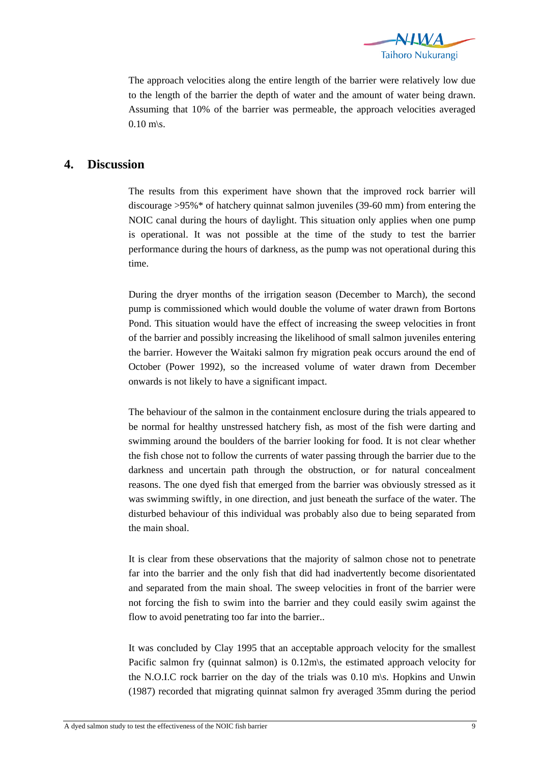The approach velocities along the entire length of the barrier were relatively low due to the length of the barrier the depth of water and the amount of water being drawn. Assuming that 10% of the barrier was permeable, the approach velocities averaged 0.10 m\s.

## 4. Discussion

The results from this experiment have shown that the improved rock barrier will discourage >95%* of hatchery quinnat salmon juveniles (39-60 mm) from entering the NOIC canal during the hours of daylight. This situation only applies when one pump is operational. It was not possible at the time of the study to test the barrier performance during the hours of darkness, as the pump was not operational during this time.

During the dryer months of the irrigation season (December to March), the second pump is commissioned which would double the volume of water drawn from Bortons Pond. This situation would have the effect of increasing the sweep velocities in front of the barrier and possibly increasing the likelihood of small salmon juveniles entering the barrier. However the Waitaki salmon fry migration peak occurs around the end of October (Power 1992), so the increased volume of water drawn from December onwards is not likely to have a significant impact.

The behaviour of the salmon in the containment enclosure during the trials appeared to be normal for healthy unstressed hatchery fish, as most of the fish were darting and swimming around the boulders of the barrier looking for food. It is not clear whether the fish chose not to follow the currents of water passing through the barrier due to the darkness and uncertain path through the obstruction, or for natural concealment reasons. The one dyed fish that emerged from the barrier was obviously stressed as it was swimming swiftly, in one direction, and just beneath the surface of the water. The disturbed behaviour of this individual was probably also due to being separated from the main shoal.

It is clear from these observations that the majority of salmon chose not to penetrate far into the barrier and the only fish that did had inadvertently become disorientated and separated from the main shoal. The sweep velocities in front of the barrier were not forcing the fish to swim into the barrier and they could easily swim against the flow to avoid penetrating too far into the barrier..

It was concluded by Clay 1995 that an acceptable approach velocity for the smallest Pacific salmon fry (quinnat salmon) is 0.12m\s, the estimated approach velocity for the N.O.I.C rock barrier on the day of the trials was 0.10 m\s. Hopkins and Unwin (1987) recorded that migrating quinnat salmon fry averaged 35mm during the period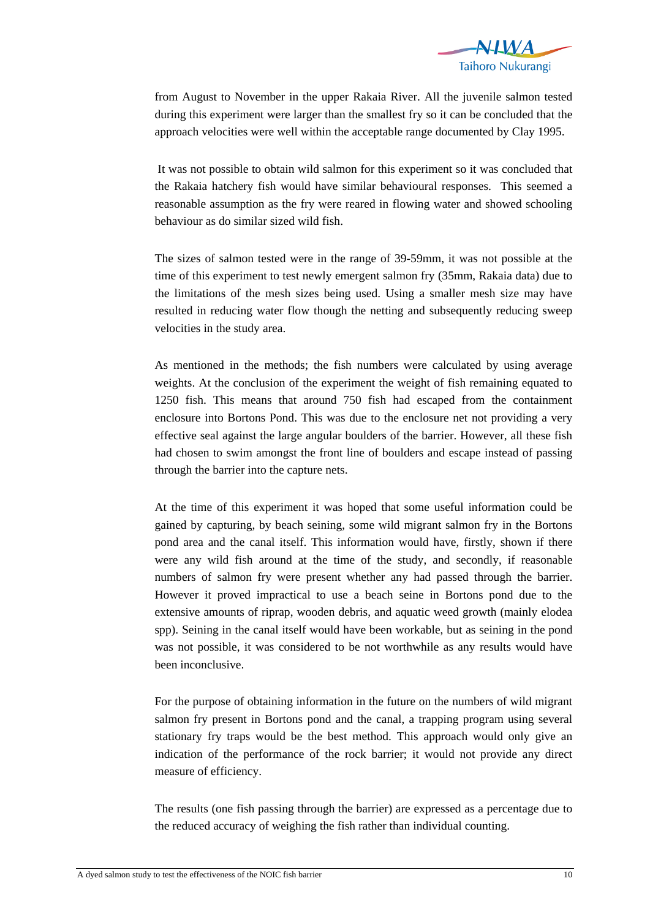from August to November in the upper Rakaia River. All the juvenile salmon tested during this experiment were larger than the smallest fry so it can be concluded that the approach velocities were well within the acceptable range documented by Clay 1995.

It was not possible to obtain wild salmon for this experiment so it was concluded that the Rakaia hatchery fish would have similar behavioural responses. This seemed a reasonable assumption as the fry were reared in flowing water and showed schooling behaviour as do similar sized wild fish.

The sizes of salmon tested were in the range of 39-59mm, it was not possible at the time of this experiment to test newly emergent salmon fry (35mm, Rakaia data) due to the limitations of the mesh sizes being used. Using a smaller mesh size may have resulted in reducing water flow though the netting and subsequently reducing sweep velocities in the study area.

As mentioned in the methods; the fish numbers were calculated by using average weights. At the conclusion of the experiment the weight of fish remaining equated to 1250 fish. This means that around 750 fish had escaped from the containment enclosure into Bortons Pond. This was due to the enclosure net not providing a very effective seal against the large angular boulders of the barrier. However, all these fish had chosen to swim amongst the front line of boulders and escape instead of passing through the barrier into the capture nets.

At the time of this experiment it was hoped that some useful information could be gained by capturing, by beach seining, some wild migrant salmon fry in the Bortons pond area and the canal itself. This information would have, firstly, shown if there were any wild fish around at the time of the study, and secondly, if reasonable numbers of salmon fry were present whether any had passed through the barrier. However it proved impractical to use a beach seine in Bortons pond due to the extensive amounts of riprap, wooden debris, and aquatic weed growth (mainly elodea spp). Seining in the canal itself would have been workable, but as seining in the pond was not possible, it was considered to be not worthwhile as any results would have been inconclusive.

For the purpose of obtaining information in the future on the numbers of wild migrant salmon fry present in Bortons pond and the canal, a trapping program using several stationary fry traps would be the best method. This approach would only give an indication of the performance of the rock barrier; it would not provide any direct measure of efficiency.

The results (one fish passing through the barrier) are expressed as a percentage due to the reduced accuracy of weighing the fish rather than individual counting.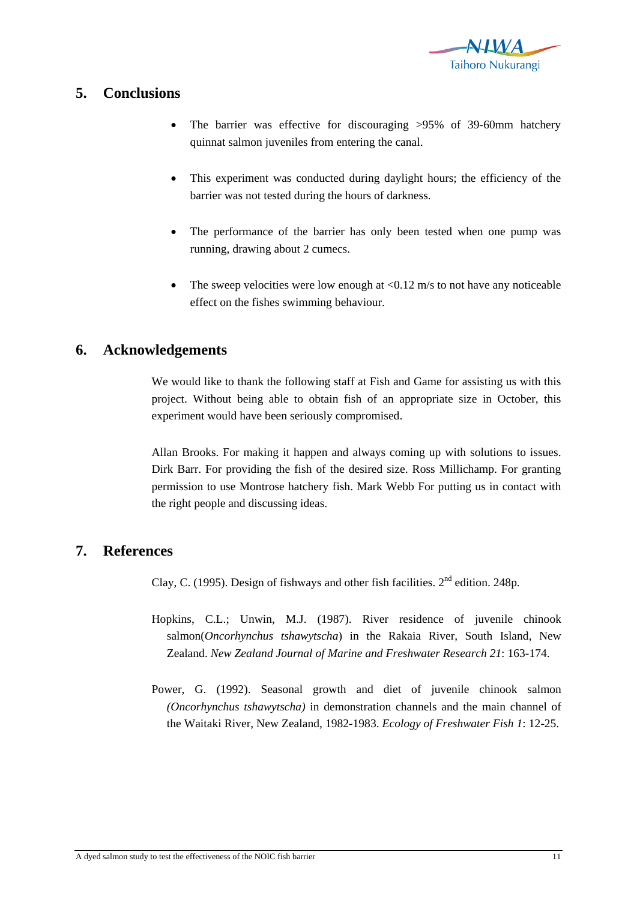## 5. Conclusions

- The barrier was effective for discouraging >95% of 39-60mm hatchery quinnat salmon juveniles from entering the canal.
- This experiment was conducted during daylight hours; the efficiency of the barrier was not tested during the hours of darkness.
- The performance of the barrier has only been tested when one pump was running, drawing about 2 cumecs.
- The sweep velocities were low enough at <0.12 m/s to not have any noticeable effect on the fishes swimming behaviour.

## 6. Acknowledgements

We would like to thank the following staff at Fish and Game for assisting us with this project. Without being able to obtain fish of an appropriate size in October, this experiment would have been seriously compromised.

Allan Brooks. For making it happen and always coming up with solutions to issues. Dirk Barr. For providing the fish of the desired size. Ross Millichamp. For granting permission to use Montrose hatchery fish. Mark Webb For putting us in contact with the right people and discussing ideas.

## 7. References

Clay, C. (1995). Design of fishways and other fish facilities. 2nd edition. 248p.

Hopkins, C.L.; Unwin, M.J. (1987). River residence of juvenile chinook salmon(*Oncorhynchus tshawytscha*) in the Rakaia River, South Island, New Zealand. *New Zealand Journal of Marine and Freshwater Research 21*: 163-174.

Power, G. (1992). Seasonal growth and diet of juvenile chinook salmon *(Oncorhynchus tshawytscha)* in demonstration channels and the main channel of the Waitaki River, New Zealand, 1982-1983. *Ecology of Freshwater Fish 1*: 12-25.